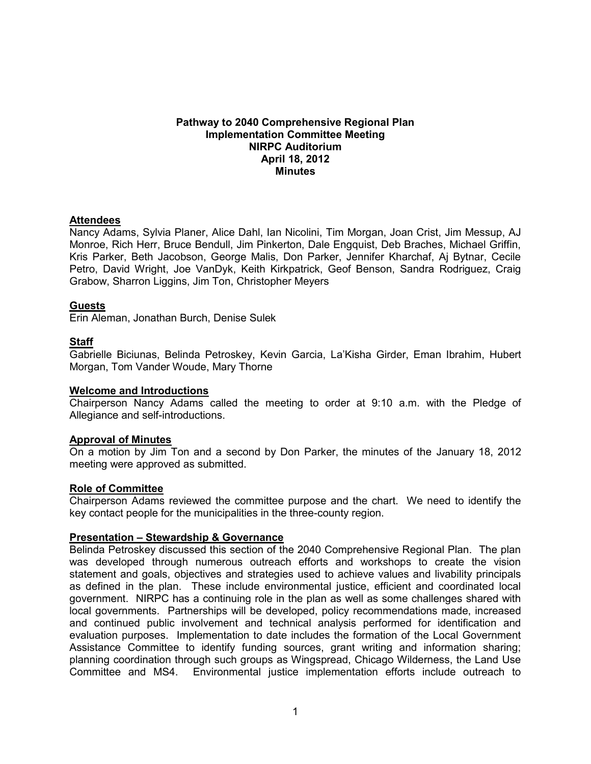**Pathway to 2040 Comprehensive Regional Plan**
**Implementation Committee Meeting**
**NIRPC Auditorium**
**April 18, 2012**
**Minutes**

**Attendees**

Nancy Adams, Sylvia Planer, Alice Dahl, Ian Nicolini, Tim Morgan, Joan Crist, Jim Messup, AJ Monroe, Rich Herr, Bruce Bendull, Jim Pinkerton, Dale Engquist, Deb Braches, Michael Griffin, Kris Parker, Beth Jacobson, George Malis, Don Parker, Jennifer Kharchaf, Aj Bytnar, Cecile Petro, David Wright, Joe VanDyk, Keith Kirkpatrick, Geof Benson, Sandra Rodriguez, Craig Grabow, Sharron Liggins, Jim Ton, Christopher Meyers

**Guests**

Erin Aleman, Jonathan Burch, Denise Sulek

**Staff**

Gabrielle Biciunas, Belinda Petroskey, Kevin Garcia, La'Kisha Girder, Eman Ibrahim, Hubert Morgan, Tom Vander Woude, Mary Thorne

**Welcome and Introductions**

Chairperson Nancy Adams called the meeting to order at 9:10 a.m. with the Pledge of Allegiance and self-introductions.

**Approval of Minutes**

On a motion by Jim Ton and a second by Don Parker, the minutes of the January 18, 2012 meeting were approved as submitted.

**Role of Committee**

Chairperson Adams reviewed the committee purpose and the chart. We need to identify the key contact people for the municipalities in the three-county region.

**Presentation – Stewardship & Governance**

Belinda Petroskey discussed this section of the 2040 Comprehensive Regional Plan. The plan was developed through numerous outreach efforts and workshops to create the vision statement and goals, objectives and strategies used to achieve values and livability principals as defined in the plan. These include environmental justice, efficient and coordinated local government. NIRPC has a continuing role in the plan as well as some challenges shared with local governments. Partnerships will be developed, policy recommendations made, increased and continued public involvement and technical analysis performed for identification and evaluation purposes. Implementation to date includes the formation of the Local Government Assistance Committee to identify funding sources, grant writing and information sharing; planning coordination through such groups as Wingspread, Chicago Wilderness, the Land Use Committee and MS4. Environmental justice implementation efforts include outreach to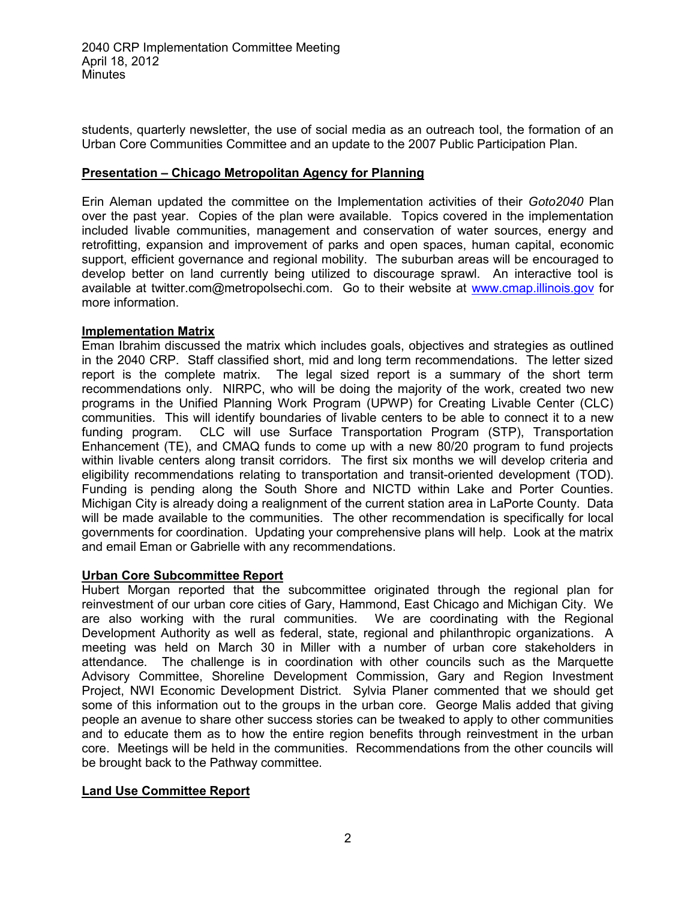students, quarterly newsletter, the use of social media as an outreach tool, the formation of an Urban Core Communities Committee and an update to the 2007 Public Participation Plan.

**Presentation – Chicago Metropolitan Agency for Planning**

Erin Aleman updated the committee on the Implementation activities of their *Goto2040* Plan over the past year. Copies of the plan were available. Topics covered in the implementation included livable communities, management and conservation of water sources, energy and retrofitting, expansion and improvement of parks and open spaces, human capital, economic support, efficient governance and regional mobility. The suburban areas will be encouraged to develop better on land currently being utilized to discourage sprawl. An interactive tool is available at twitter.com@metropolsechi.com. Go to their website at [www.cmap.illinois.gov](http://www.cmap.illinois.gov) for more information.

**Implementation Matrix**

Eman Ibrahim discussed the matrix which includes goals, objectives and strategies as outlined in the 2040 CRP. Staff classified short, mid and long term recommendations. The letter sized report is the complete matrix. The legal sized report is a summary of the short term recommendations only. NIRPC, who will be doing the majority of the work, created two new programs in the Unified Planning Work Program (UPWP) for Creating Livable Center (CLC) communities. This will identify boundaries of livable centers to be able to connect it to a new funding program. CLC will use Surface Transportation Program (STP), Transportation Enhancement (TE), and CMAQ funds to come up with a new 80/20 program to fund projects within livable centers along transit corridors. The first six months we will develop criteria and eligibility recommendations relating to transportation and transit-oriented development (TOD). Funding is pending along the South Shore and NICTD within Lake and Porter Counties. Michigan City is already doing a realignment of the current station area in LaPorte County. Data will be made available to the communities. The other recommendation is specifically for local governments for coordination. Updating your comprehensive plans will help. Look at the matrix and email Eman or Gabrielle with any recommendations.

**Urban Core Subcommittee Report**

Hubert Morgan reported that the subcommittee originated through the regional plan for reinvestment of our urban core cities of Gary, Hammond, East Chicago and Michigan City. We are also working with the rural communities. We are coordinating with the Regional Development Authority as well as federal, state, regional and philanthropic organizations. A meeting was held on March 30 in Miller with a number of urban core stakeholders in attendance. The challenge is in coordination with other councils such as the Marquette Advisory Committee, Shoreline Development Commission, Gary and Region Investment Project, NWI Economic Development District. Sylvia Planer commented that we should get some of this information out to the groups in the urban core. George Malis added that giving people an avenue to share other success stories can be tweaked to apply to other communities and to educate them as to how the entire region benefits through reinvestment in the urban core. Meetings will be held in the communities. Recommendations from the other councils will be brought back to the Pathway committee.

**Land Use Committee Report**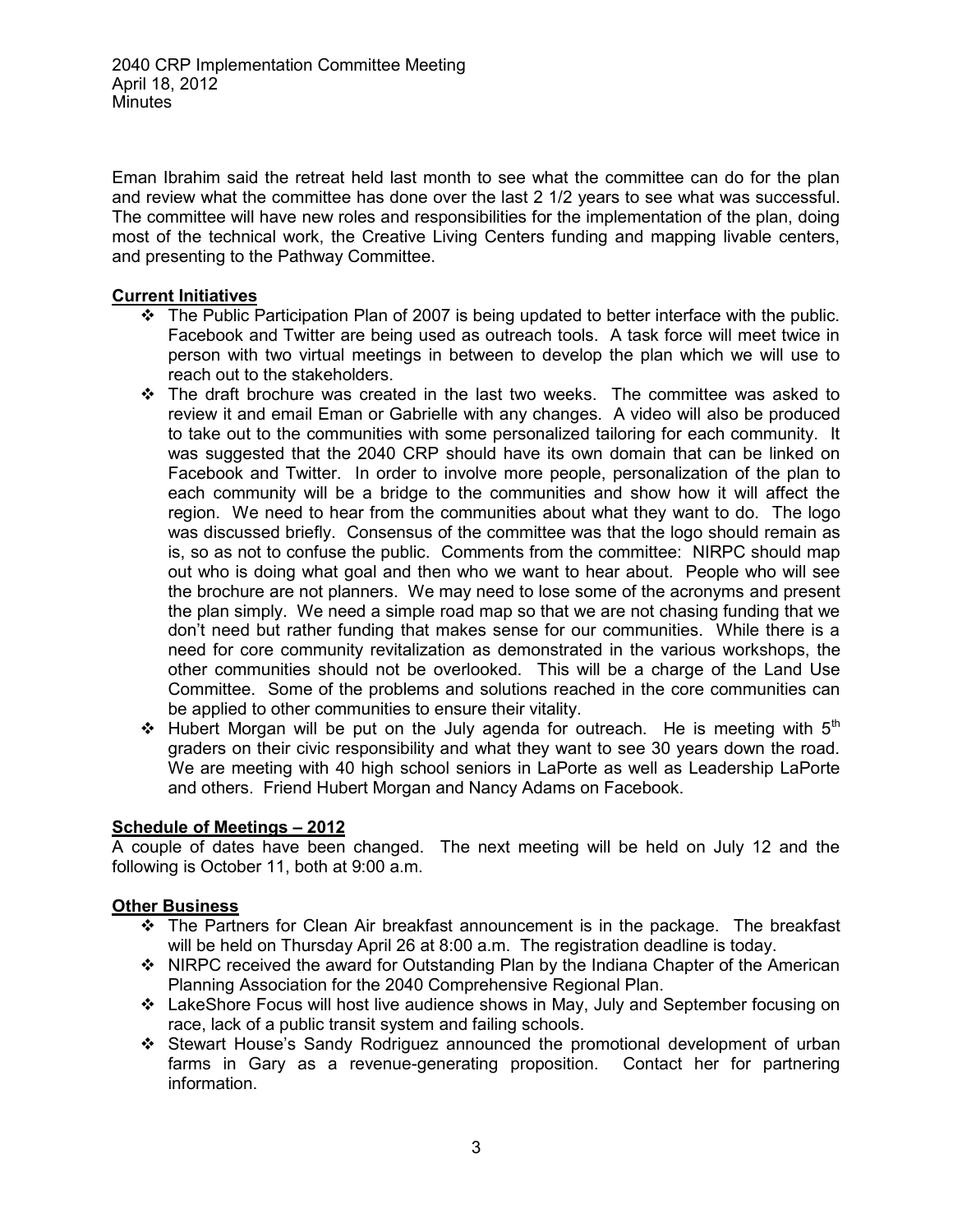Eman Ibrahim said the retreat held last month to see what the committee can do for the plan and review what the committee has done over the last 2 1/2 years to see what was successful. The committee will have new roles and responsibilities for the implementation of the plan, doing most of the technical work, the Creative Living Centers funding and mapping livable centers, and presenting to the Pathway Committee.

**Current Initiatives**

- The Public Participation Plan of 2007 is being updated to better interface with the public. Facebook and Twitter are being used as outreach tools. A task force will meet twice in person with two virtual meetings in between to develop the plan which we will use to reach out to the stakeholders.
- The draft brochure was created in the last two weeks. The committee was asked to review it and email Eman or Gabrielle with any changes. A video will also be produced to take out to the communities with some personalized tailoring for each community. It was suggested that the 2040 CRP should have its own domain that can be linked on Facebook and Twitter. In order to involve more people, personalization of the plan to each community will be a bridge to the communities and show how it will affect the region. We need to hear from the communities about what they want to do. The logo was discussed briefly. Consensus of the committee was that the logo should remain as is, so as not to confuse the public. Comments from the committee: NIRPC should map out who is doing what goal and then who we want to hear about. People who will see the brochure are not planners. We may need to lose some of the acronyms and present the plan simply. We need a simple road map so that we are not chasing funding that we don't need but rather funding that makes sense for our communities. While there is a need for core community revitalization as demonstrated in the various workshops, the other communities should not be overlooked. This will be a charge of the Land Use Committee. Some of the problems and solutions reached in the core communities can be applied to other communities to ensure their vitality.
- Hubert Morgan will be put on the July agenda for outreach. He is meeting with 5th graders on their civic responsibility and what they want to see 30 years down the road. We are meeting with 40 high school seniors in LaPorte as well as Leadership LaPorte and others. Friend Hubert Morgan and Nancy Adams on Facebook.

**Schedule of Meetings – 2012**

A couple of dates have been changed. The next meeting will be held on July 12 and the following is October 11, both at 9:00 a.m.

**Other Business**

- The Partners for Clean Air breakfast announcement is in the package. The breakfast will be held on Thursday April 26 at 8:00 a.m. The registration deadline is today.
- NIRPC received the award for Outstanding Plan by the Indiana Chapter of the American Planning Association for the 2040 Comprehensive Regional Plan.
- LakeShore Focus will host live audience shows in May, July and September focusing on race, lack of a public transit system and failing schools.
- Stewart House's Sandy Rodriguez announced the promotional development of urban farms in Gary as a revenue-generating proposition. Contact her for partnering information.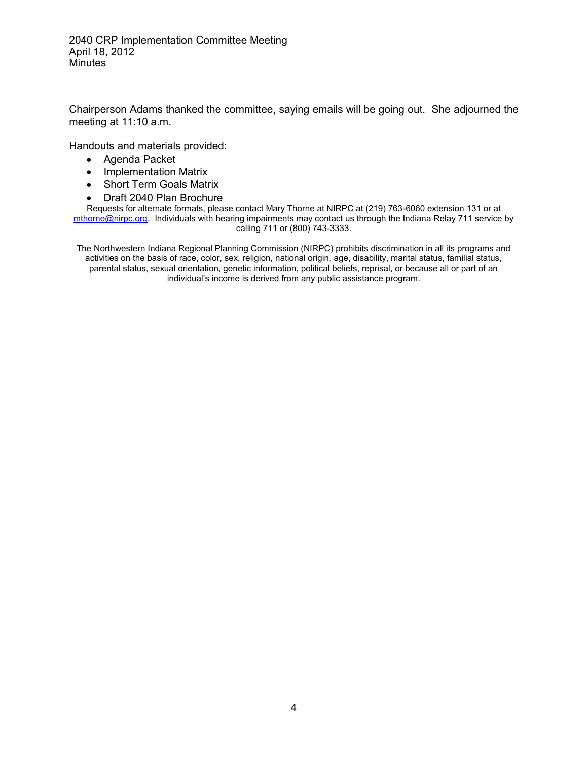Chairperson Adams thanked the committee, saying emails will be going out. She adjourned the meeting at 11:10 a.m.

Handouts and materials provided:

- Agenda Packet
- Implementation Matrix
- Short Term Goals Matrix
- Draft 2040 Plan Brochure

Requests for alternate formats, please contact Mary Thorne at NIRPC at (219) 763-6060 extension 131 or at mthorne@nirpc.org. Individuals with hearing impairments may contact us through the Indiana Relay 711 service by calling 711 or (800) 743-3333.

The Northwestern Indiana Regional Planning Commission (NIRPC) prohibits discrimination in all its programs and activities on the basis of race, color, sex, religion, national origin, age, disability, marital status, familial status, parental status, sexual orientation, genetic information, political beliefs, reprisal, or because all or part of an individual's income is derived from any public assistance program.